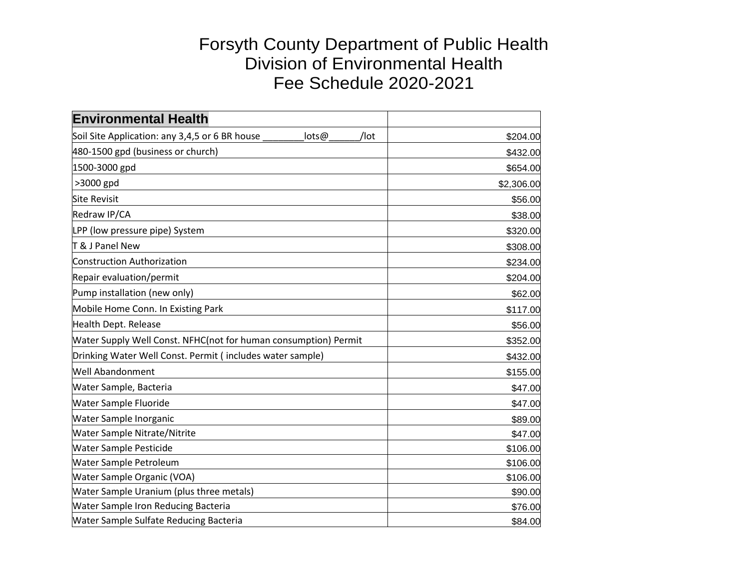# Forsyth County Department of Public Health
## Division of Environmental Health
## Fee Schedule 2020-2021

| **Environmental Health** | |
|---|---|
| Soil Site Application: any 3,4,5 or 6 BR house ________lots@______/lot | $204.00 |
| 480-1500 gpd (business or church) | $432.00 |
| 1500-3000 gpd | $654.00 |
| >3000 gpd | $2,306.00 |
| Site Revisit | $56.00 |
| Redraw IP/CA | $38.00 |
| LPP (low pressure pipe) System | $320.00 |
| T & J Panel New | $308.00 |
| Construction Authorization | $234.00 |
| Repair evaluation/permit | $204.00 |
| Pump installation (new only) | $62.00 |
| Mobile Home Conn. In Existing Park | $117.00 |
| Health Dept. Release | $56.00 |
| Water Supply Well Const. NFHC(not for human consumption) Permit | $352.00 |
| Drinking Water Well Const. Permit ( includes water sample) | $432.00 |
| Well Abandonment | $155.00 |
| Water Sample, Bacteria | $47.00 |
| Water Sample Fluoride | $47.00 |
| Water Sample Inorganic | $89.00 |
| Water Sample Nitrate/Nitrite | $47.00 |
| Water Sample Pesticide | $106.00 |
| Water Sample Petroleum | $106.00 |
| Water Sample Organic (VOA) | $106.00 |
| Water Sample Uranium (plus three metals) | $90.00 |
| Water Sample Iron Reducing Bacteria | $76.00 |
| Water Sample Sulfate Reducing Bacteria | $84.00 |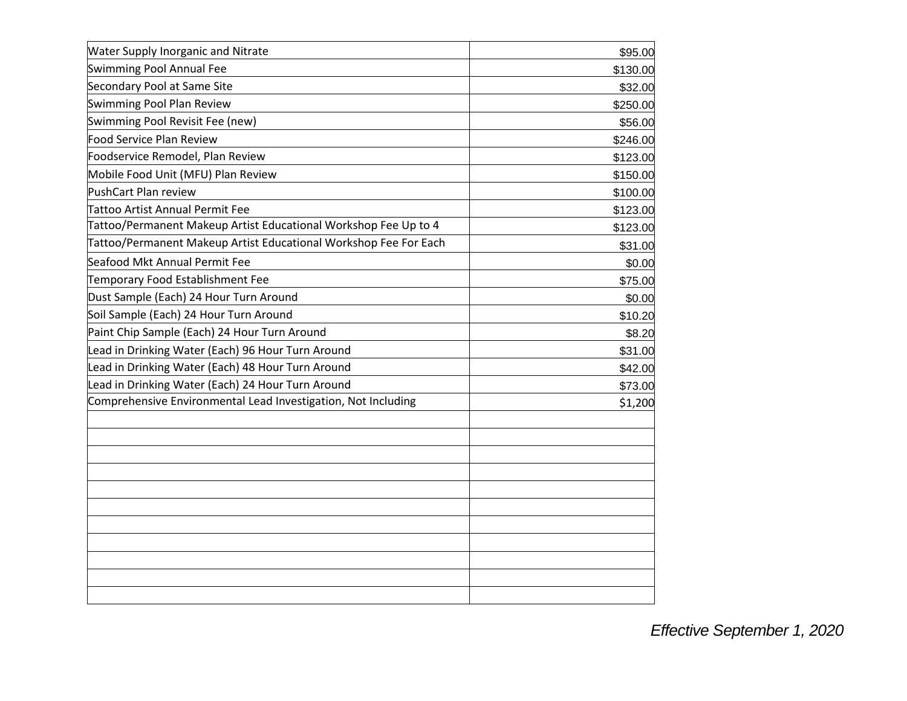| | |
|---|---|
| Water Supply Inorganic and Nitrate | $95.00 |
| Swimming Pool Annual Fee | $130.00 |
| Secondary Pool at Same Site | $32.00 |
| Swimming Pool Plan Review | $250.00 |
| Swimming Pool Revisit Fee (new) | $56.00 |
| Food Service Plan Review | $246.00 |
| Foodservice Remodel, Plan Review | $123.00 |
| Mobile Food Unit (MFU) Plan Review | $150.00 |
| PushCart Plan review | $100.00 |
| Tattoo Artist Annual Permit Fee | $123.00 |
| Tattoo/Permanent Makeup Artist Educational Workshop Fee Up to 4 | $123.00 |
| Tattoo/Permanent Makeup Artist Educational Workshop Fee For Each | $31.00 |
| Seafood Mkt Annual Permit Fee | $0.00 |
| Temporary Food Establishment Fee | $75.00 |
| Dust Sample (Each) 24 Hour Turn Around | $0.00 |
| Soil Sample (Each) 24 Hour Turn Around | $10.20 |
| Paint Chip Sample (Each) 24 Hour Turn Around | $8.20 |
| Lead in Drinking Water (Each) 96 Hour Turn Around | $31.00 |
| Lead in Drinking Water (Each) 48 Hour Turn Around | $42.00 |
| Lead in Drinking Water (Each) 24 Hour Turn Around | $73.00 |
| Comprehensive Environmental Lead Investigation, Not Including | $1,200 |
| | |
| | |
| | |
| | |
| | |
| | |
| | |
| | |
| | |
| | |
| | |

*Effective September 1, 2020*